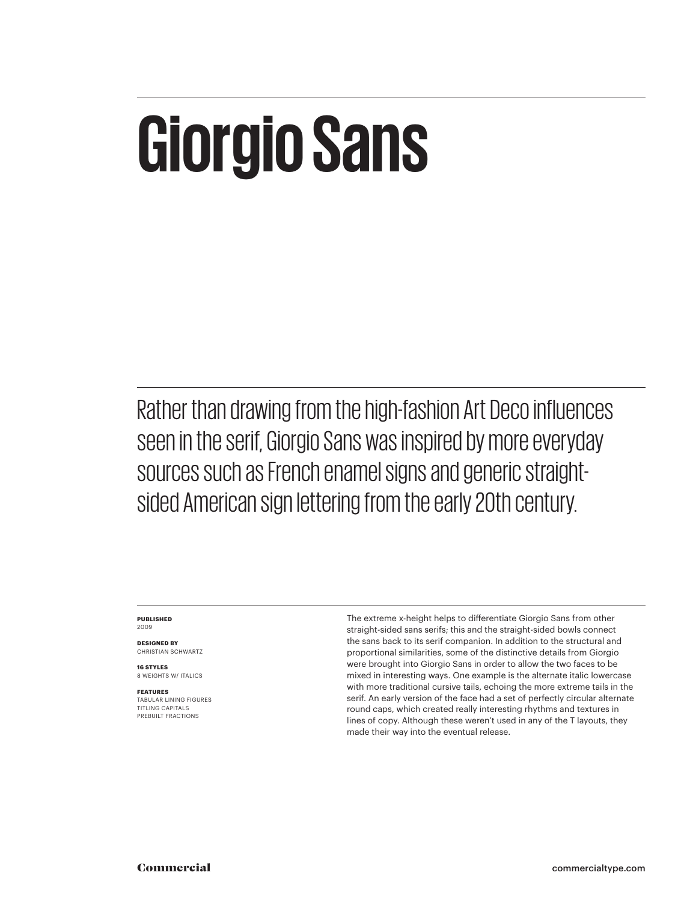# Giorgio Sans

Rather than drawing from the high-fashion Art Deco influences seen in the serif, Giorgio Sans was inspired by more everyday sources such as French enamel signs and generic straight-sided American sign lettering from the early 20th century.

**PUBLISHED**
2009

**DESIGNED BY**
CHRISTIAN SCHWARTZ

**16 STYLES**
8 WEIGHTS W/ ITALICS

**FEATURES**
TABULAR LINING FIGURES
TITLING CAPITALS
PREBUILT FRACTIONS

The extreme x-height helps to differentiate Giorgio Sans from other straight-sided sans serifs; this and the straight-sided bowls connect the sans back to its serif companion. In addition to the structural and proportional similarities, some of the distinctive details from Giorgio were brought into Giorgio Sans in order to allow the two faces to be mixed in interesting ways. One example is the alternate italic lowercase with more traditional cursive tails, echoing the more extreme tails in the serif. An early version of the face had a set of perfectly circular alternate round caps, which created really interesting rhythms and textures in lines of copy. Although these weren't used in any of the T layouts, they made their way into the eventual release.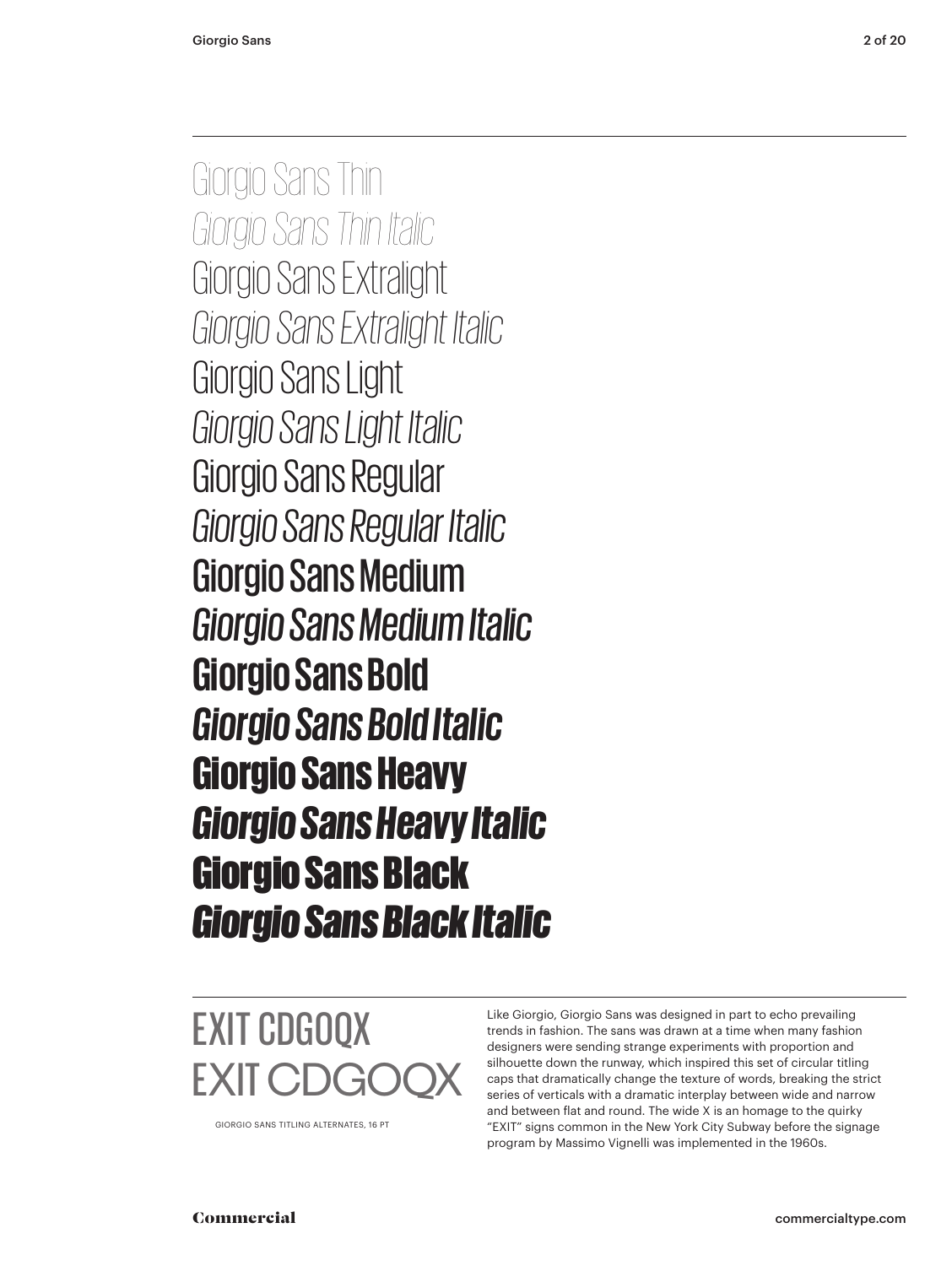Giorgio Sans Thin

*Giorgio Sans Thin Italic*

Giorgio Sans Extralight

*Giorgio Sans Extralight Italic*

Giorgio Sans Light

*Giorgio Sans Light Italic*

Giorgio Sans Regular

*Giorgio Sans Regular Italic*

Giorgio Sans Medium

*Giorgio Sans Medium Italic*

**Giorgio Sans Bold**

***Giorgio Sans Bold Italic***

**Giorgio Sans Heavy**

***Giorgio Sans Heavy Italic***

**Giorgio Sans Black**

***Giorgio Sans Black Italic***

---

EXIT CDGOQX

EXIT CDGOQX

GIORGIO SANS TITLING ALTERNATES, 16 PT

Like Giorgio, Giorgio Sans was designed in part to echo prevailing trends in fashion. The sans was drawn at a time when many fashion designers were sending strange experiments with proportion and silhouette down the runway, which inspired this set of circular titling caps that dramatically change the texture of words, breaking the strict series of verticals with a dramatic interplay between wide and narrow and between flat and round. The wide X is an homage to the quirky "EXIT" signs common in the New York City Subway before the signage program by Massimo Vignelli was implemented in the 1960s.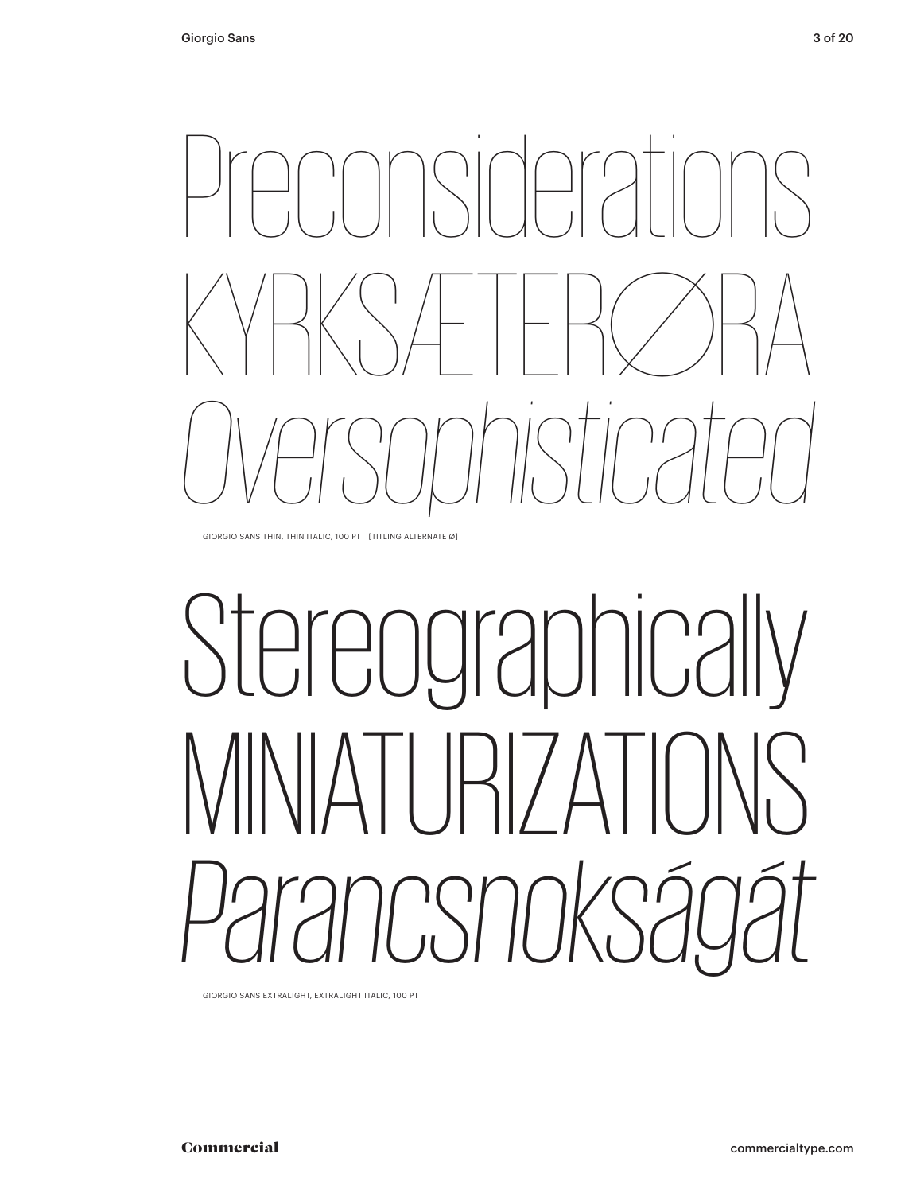Preconsiderations

KYRKSÆTERØRA

*Oversophisticated*

GIORGIO SANS THIN, THIN ITALIC, 100 PT [TITLING ALTERNATE Ø]

Stereographically

MINIATURIZATIONS

*Parancsnokságát*

GIORGIO SANS EXTRALIGHT, EXTRALIGHT ITALIC, 100 PT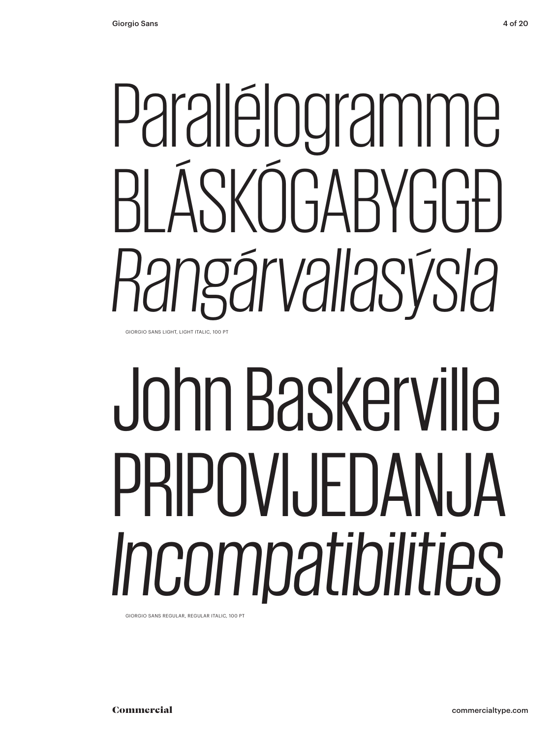Parallélogramme
BLÁSKÓGABYGGÐ
*Rangárvallasýsla*

GIORGIO SANS LIGHT, LIGHT ITALIC, 100 PT

John Baskerville
PRIPOVIJEDANJA
*Incompatibilities*

GIORGIO SANS REGULAR, REGULAR ITALIC, 100 PT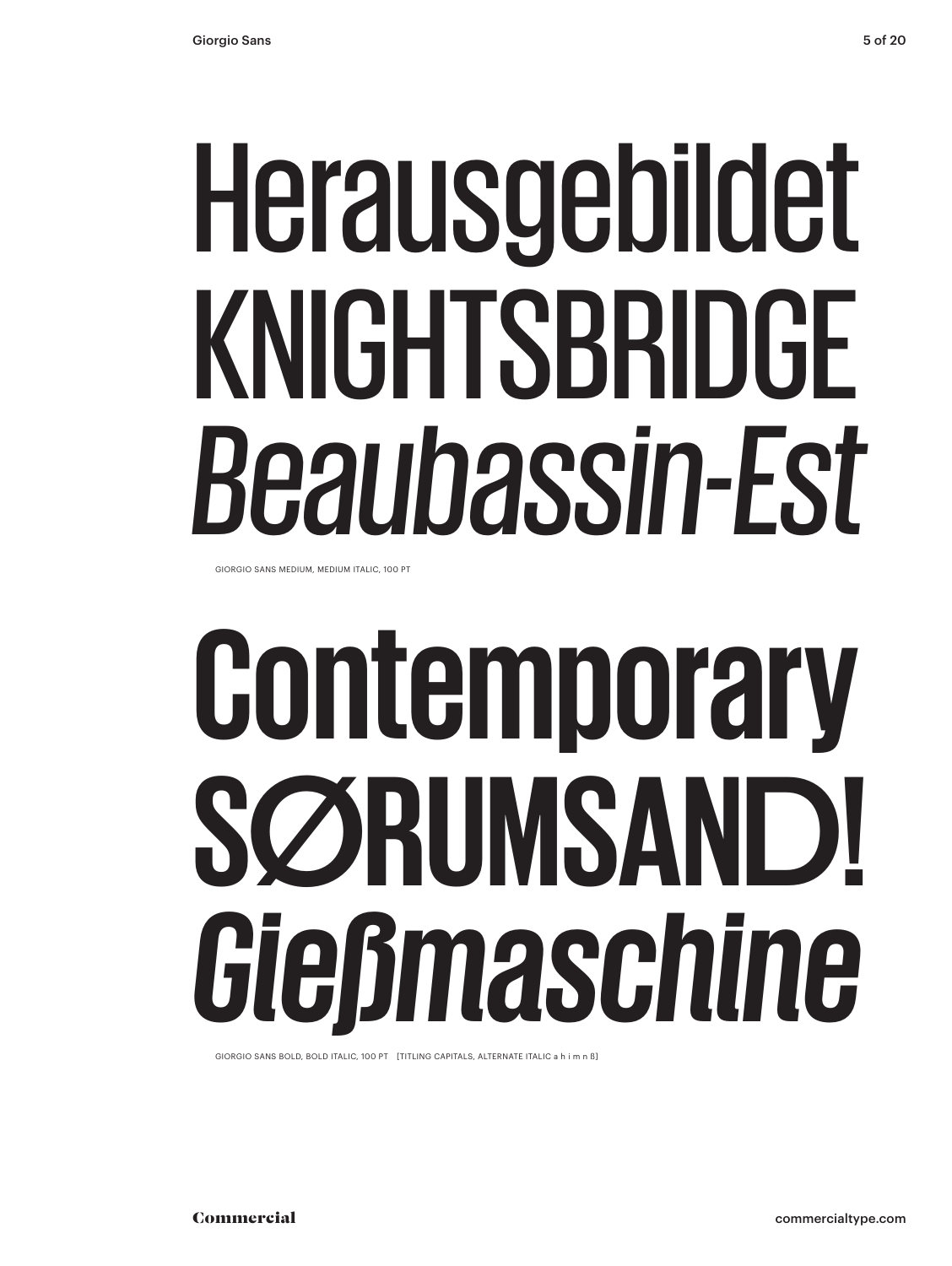Herausgebildet
KNIGHTSBRIDGE
*Beaubassin-Est*

GIORGIO SANS MEDIUM, MEDIUM ITALIC, 100 PT

**Contemporary**
**SØRUMSAND!**
***Gießmaschine***

GIORGIO SANS BOLD, BOLD ITALIC, 100 PT [TITLING CAPITALS, ALTERNATE ITALIC a h i m n ß]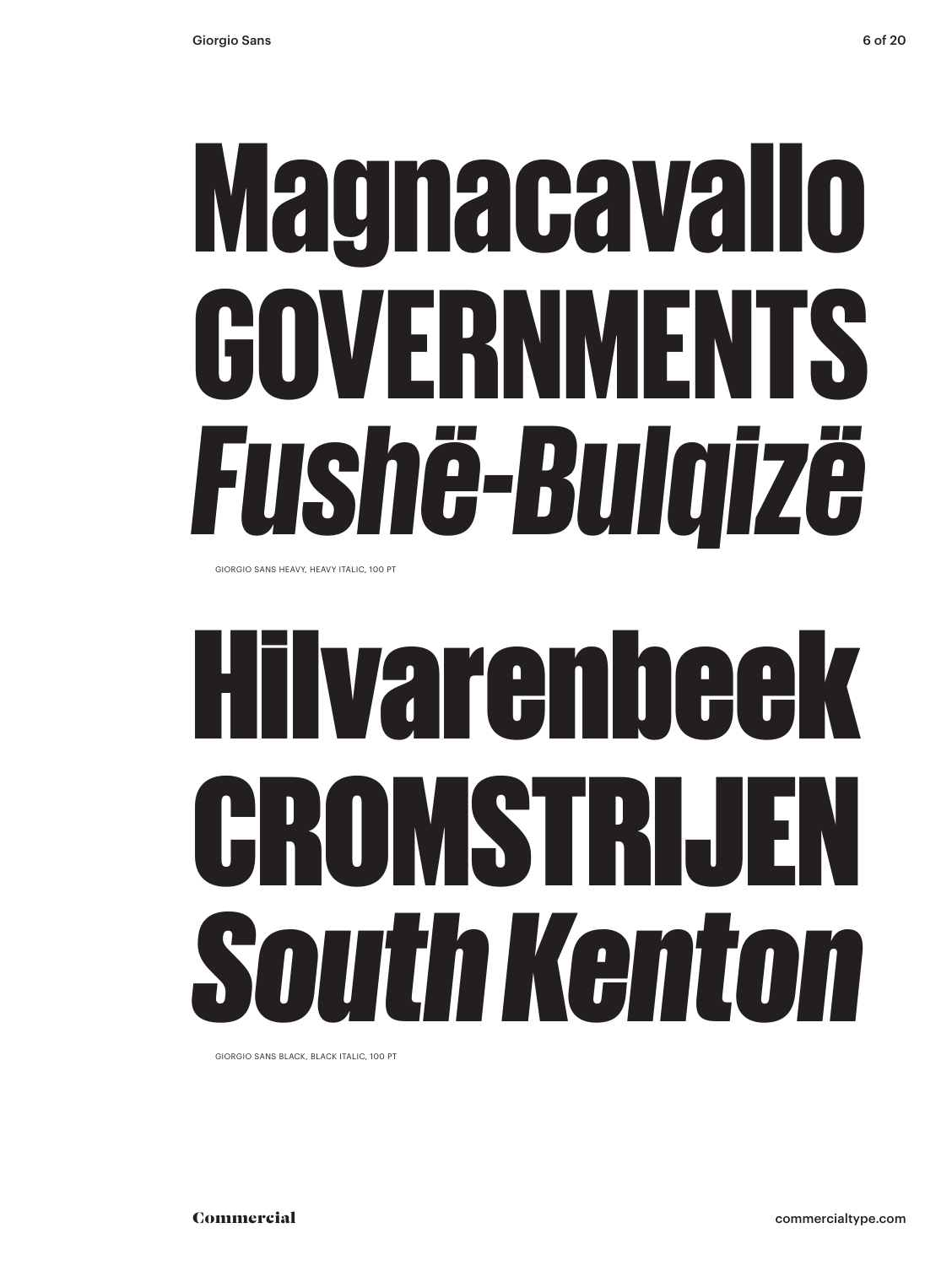Magnacavallo

GOVERNMENTS

*Fushë-Bulqizë*

GIORGIO SANS HEAVY, HEAVY ITALIC, 100 PT

Hilvarenbeek

CROMSTRIJEN

*South Kenton*

GIORGIO SANS BLACK, BLACK ITALIC, 100 PT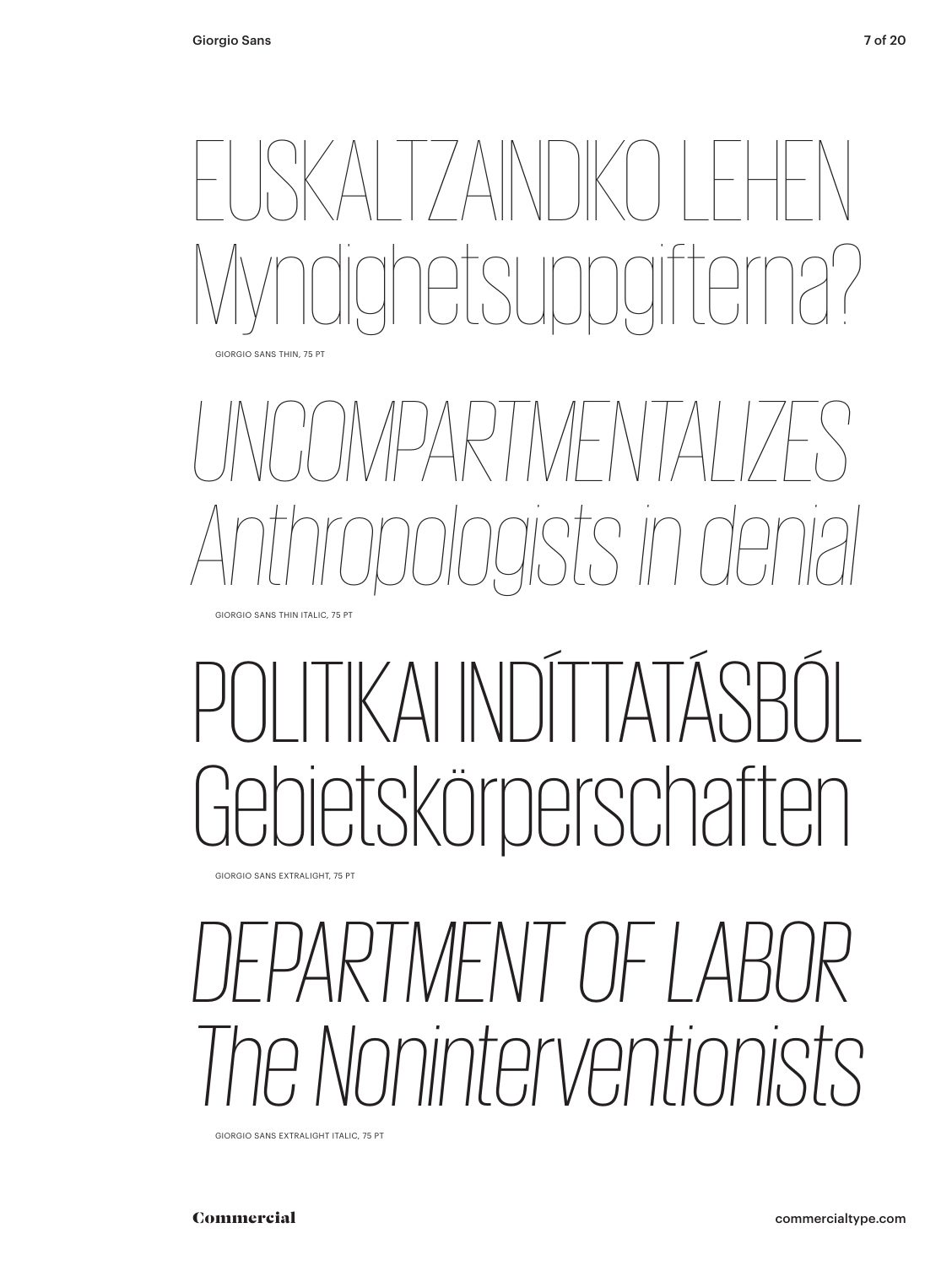EUSKALTZAINDIKO LEHEN
Myndighetsuppgifterna?

GIORGIO SANS THIN, 75 PT

*UNCOMPARTMENTALIZES*
*Anthropologists in denial*

GIORGIO SANS THIN ITALIC, 75 PT

POLITIKAI INDÍTTATÁSBÓL
Gebietskörperschaften

GIORGIO SANS EXTRALIGHT, 75 PT

*DEPARTMENT OF LABOR*
*The Noninterventionists*

GIORGIO SANS EXTRALIGHT ITALIC, 75 PT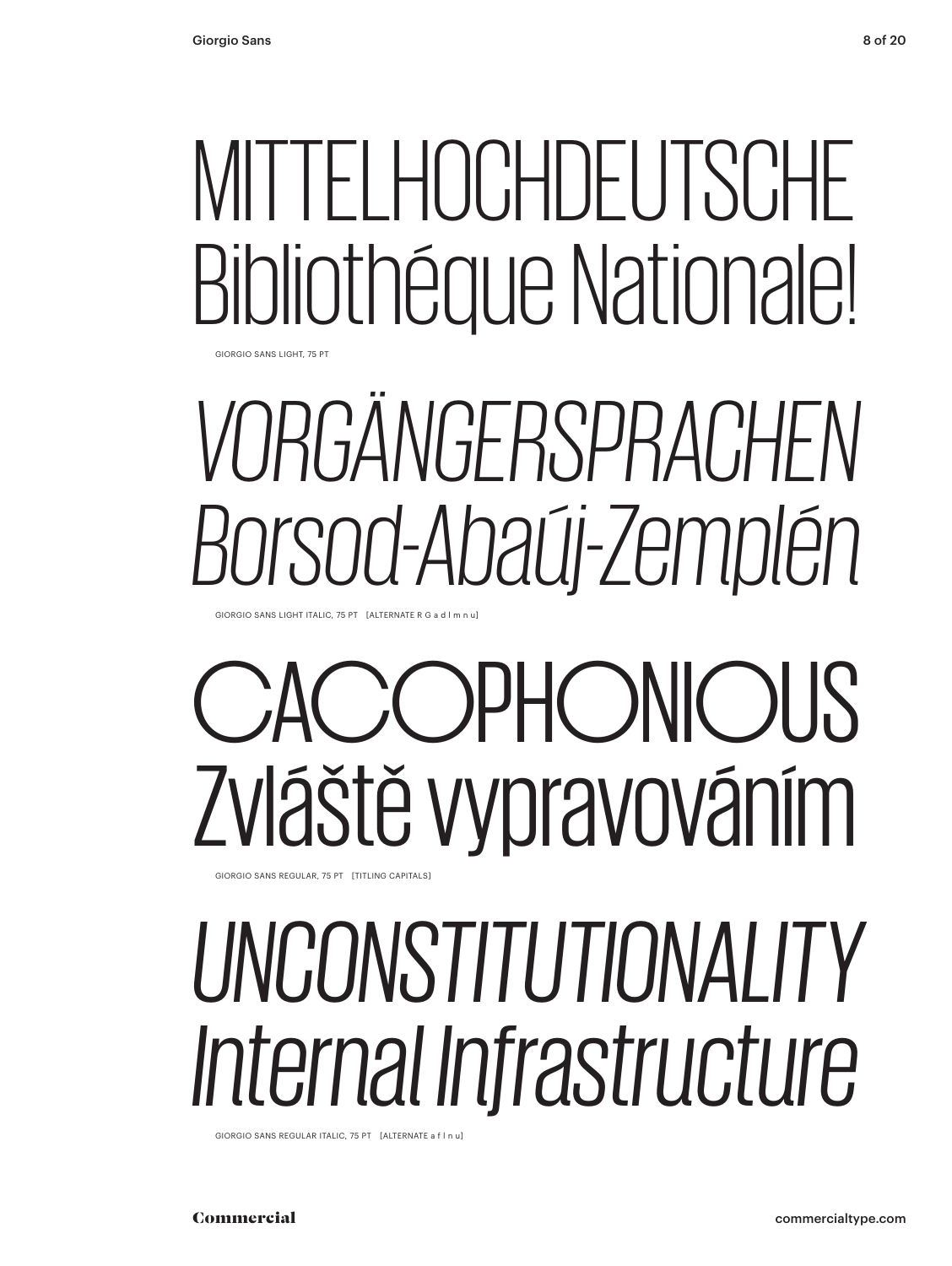MITTELHOCHDEUTSCHE
Bibliothéque Nationale!

GIORGIO SANS LIGHT, 75 PT

*VORGÄNGERSPRACHEN*
*Borsod-Abaúj-Zemplén*

GIORGIO SANS LIGHT ITALIC, 75 PT [ALTERNATE R G a d l m n u]

CACOPHONIOUS
Zvláště vypravováním

GIORGIO SANS REGULAR, 75 PT [TITLING CAPITALS]

*UNCONSTITUTIONALITY*
*Internal Infrastructure*

GIORGIO SANS REGULAR ITALIC, 75 PT [ALTERNATE a f l n u]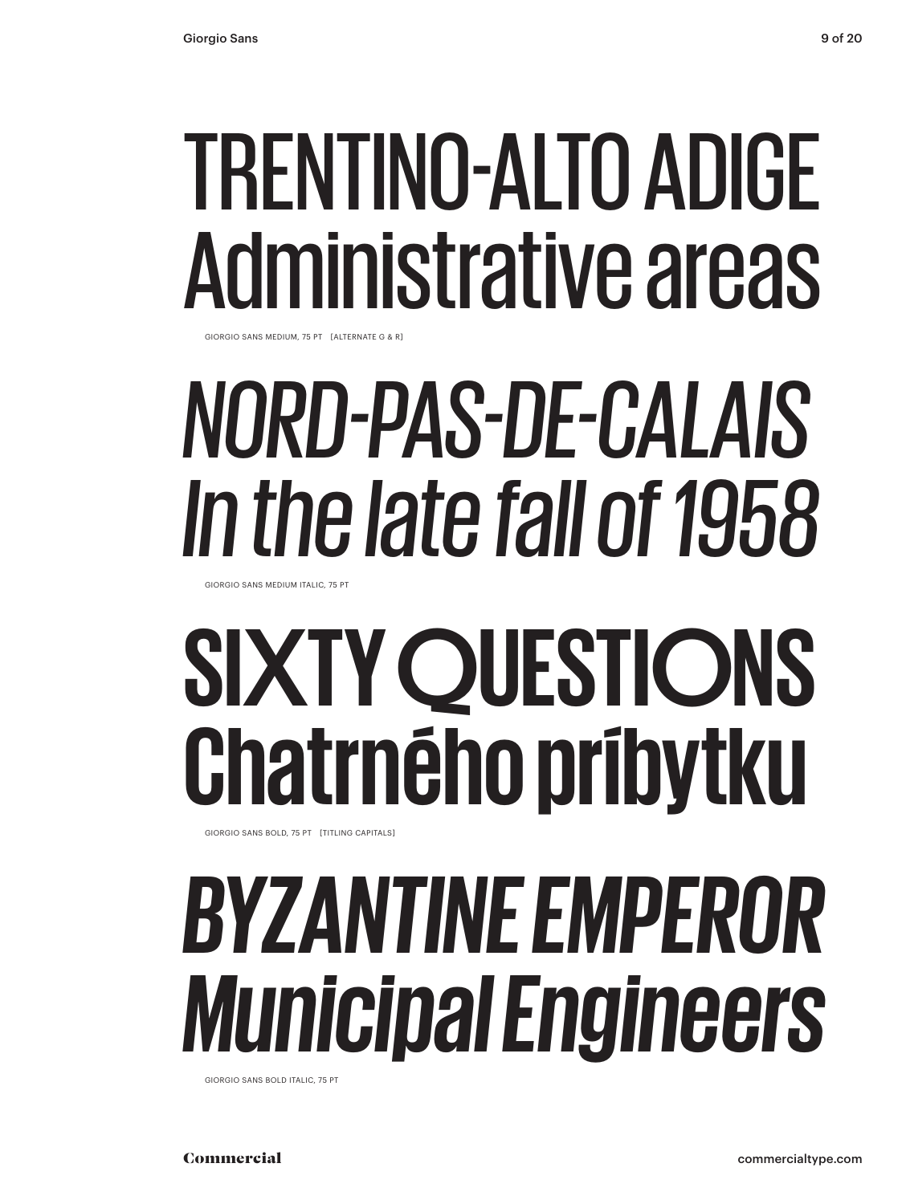TRENTINO-ALTO ADIGE
Administrative areas

GIORGIO SANS MEDIUM, 75 PT [ALTERNATE G & R]

*NORD-PAS-DE-CALAIS*
*In the late fall of 1958*

GIORGIO SANS MEDIUM ITALIC, 75 PT

**SIXTY QUESTIONS**
**Chatrného príbytku**

GIORGIO SANS BOLD, 75 PT [TITLING CAPITALS]

***BYZANTINE EMPEROR***
***Municipal Engineers***

GIORGIO SANS BOLD ITALIC, 75 PT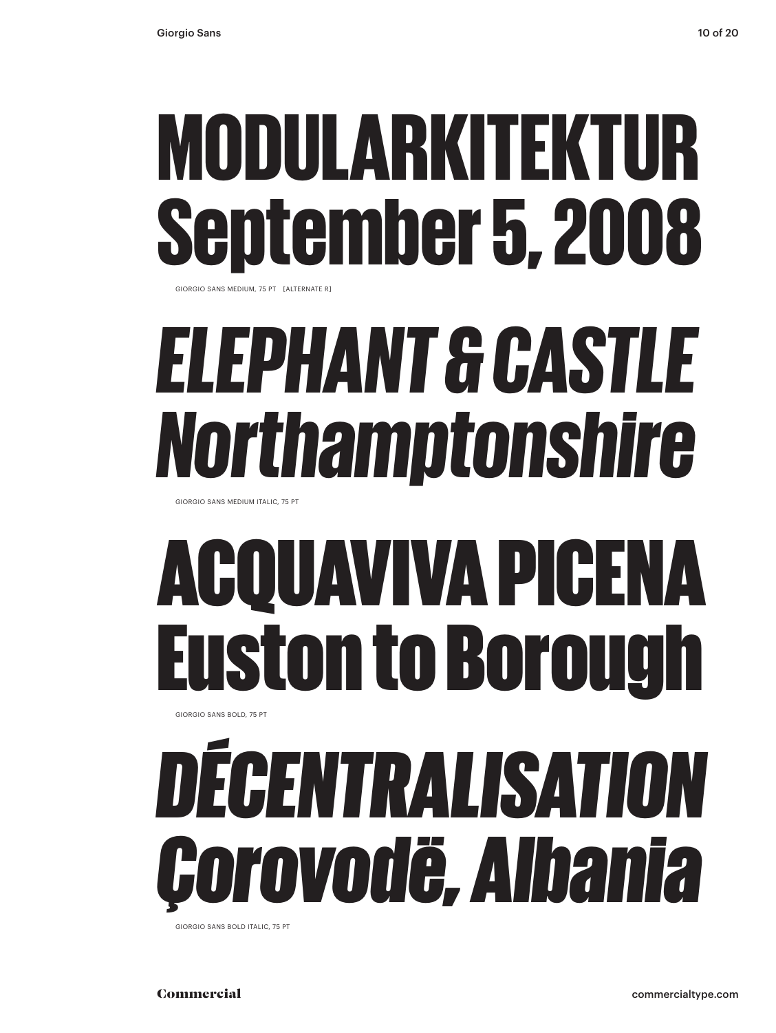# MODULARKITEKTUR
# September 5, 2008

GIORGIO SANS MEDIUM, 75 PT [ALTERNATE R]

# *ELEPHANT & CASTLE*
# *Northamptonshire*

GIORGIO SANS MEDIUM ITALIC, 75 PT

# ACQUAVIVA PICENA
# Euston to Borough

GIORGIO SANS BOLD, 75 PT

# *DÉCENTRALISATION*
# *Çorovodë, Albania*

GIORGIO SANS BOLD ITALIC, 75 PT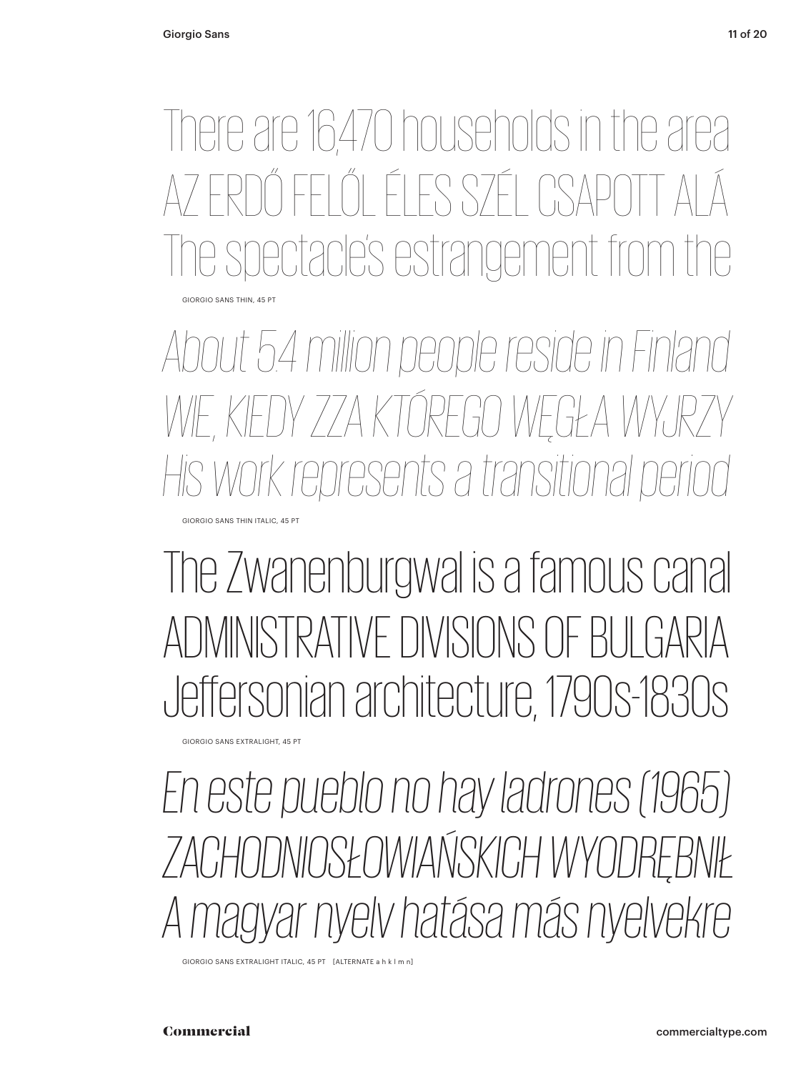There are 16,470 households in the area
AZ ERDŐ FELŐL ÉLES SZÉL CSAPOTT ALÁ
The spectacle's estrangement from the

GIORGIO SANS THIN, 45 PT

*About 5.4 million people reside in Finland*
*WIE, KIEDY ZZA KTÓREGO WĘGŁA WYJRZY*
*His work represents a transitional period*

GIORGIO SANS THIN ITALIC, 45 PT

The Zwanenburgwal is a famous canal
ADMINISTRATIVE DIVISIONS OF BULGARIA
Jeffersonian architecture, 1790s-1830s

GIORGIO SANS EXTRALIGHT, 45 PT

*En este pueblo no hay ladrones (1965)*
*ZACHODNIOSŁOWIAŃSKICH WYODRĘBNIŁ*
*A magyar nyelv hatása más nyelvekre*

GIORGIO SANS EXTRALIGHT ITALIC, 45 PT [ALTERNATE a h k l m n]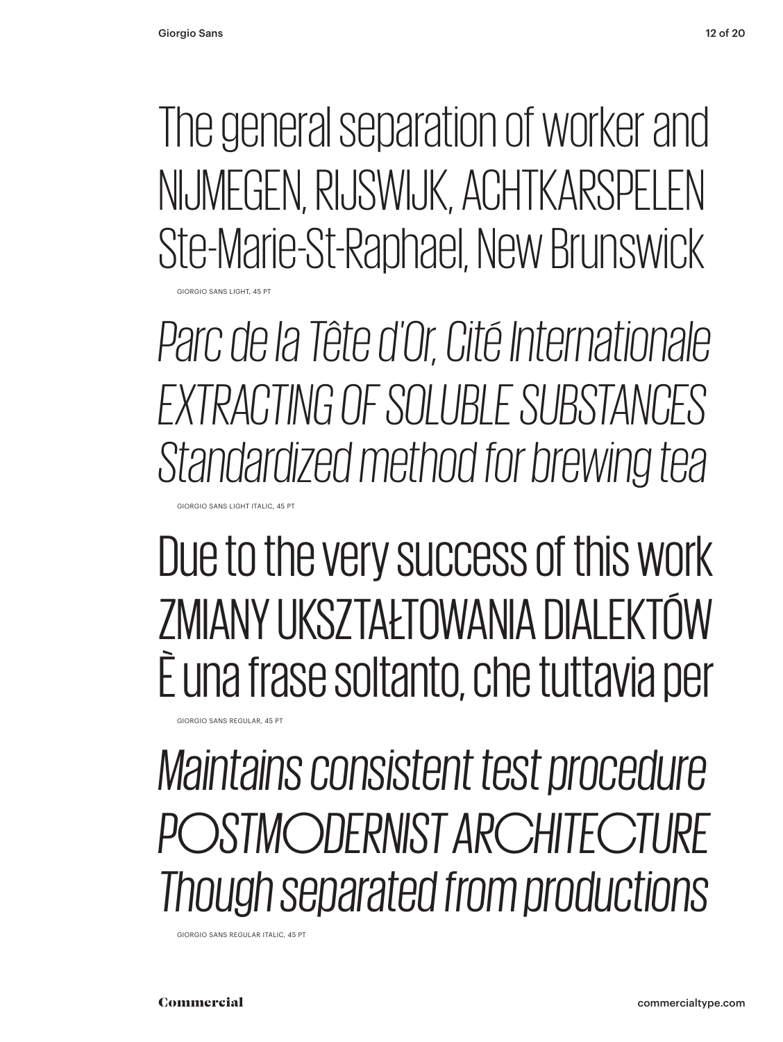The general separation of worker and
NIJMEGEN, RIJSWIJK, ACHTKARSPELEN
Ste-Marie-St-Raphael, New Brunswick

GIORGIO SANS LIGHT, 45 PT

*Parc de la Tête d'Or, Cité Internationale*
*EXTRACTING OF SOLUBLE SUBSTANCES*
*Standardized method for brewing tea*

GIORGIO SANS LIGHT ITALIC, 45 PT

Due to the very success of this work
ZMIANY UKSZTAŁTOWANIA DIALEKTÓW
È una frase soltanto, che tuttavia per

GIORGIO SANS REGULAR, 45 PT

*Maintains consistent test procedure*
*POSTMODERNIST ARCHITECTURE*
*Though separated from productions*

GIORGIO SANS REGULAR ITALIC, 45 PT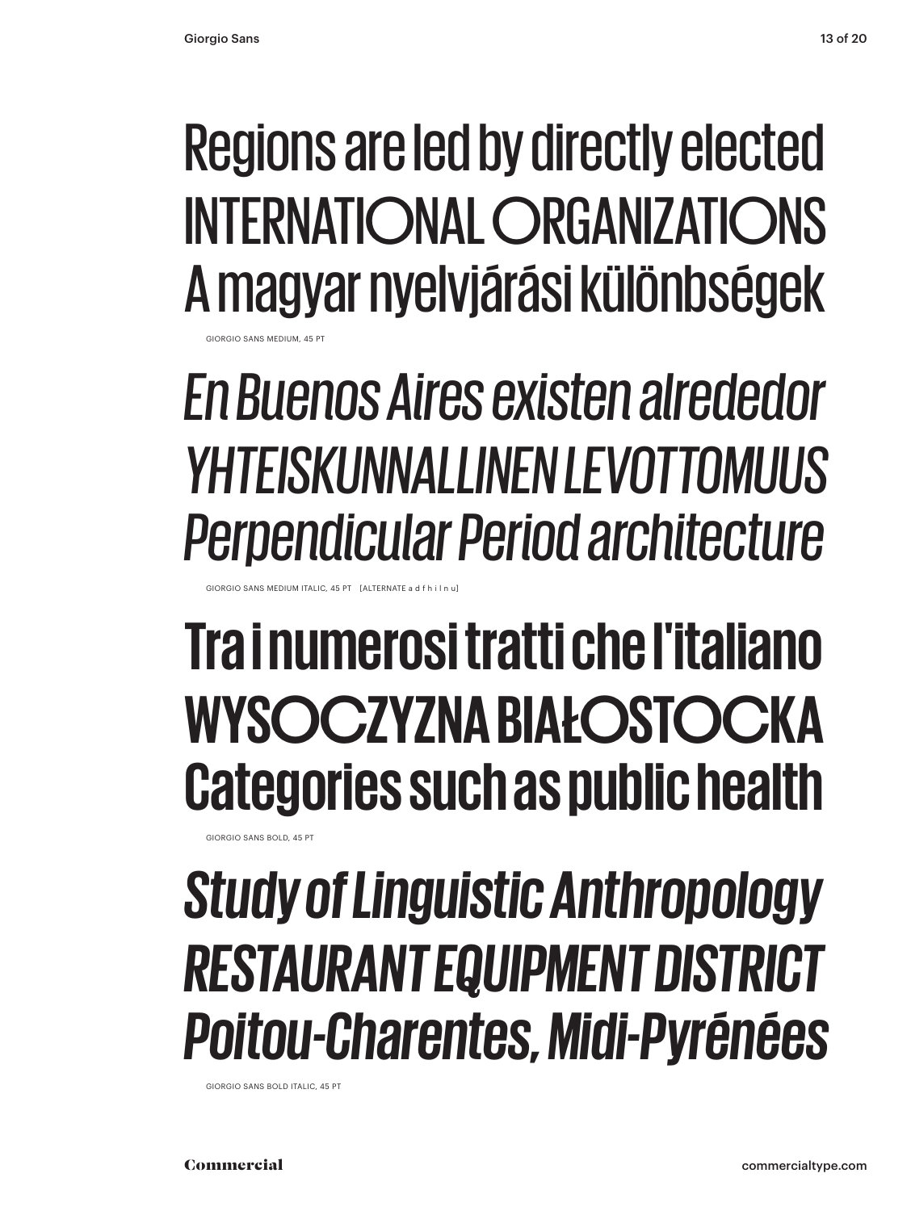Regions are led by directly elected
INTERNATIONAL ORGANIZATIONS
A magyar nyelvjárási különbségek

GIORGIO SANS MEDIUM, 45 PT

*En Buenos Aires existen alrededor*
*YHTEISKUNNALLINEN LEVOTTOMUUS*
*Perpendicular Period architecture*

GIORGIO SANS MEDIUM ITALIC, 45 PT [ALTERNATE a d f h i l n u]

**Tra i numerosi tratti che l'italiano**
**WYSOCZYZNA BIAŁOSTOCKA**
**Categories such as public health**

GIORGIO SANS BOLD, 45 PT

***Study of Linguistic Anthropology***
***RESTAURANT EQUIPMENT DISTRICT***
***Poitou-Charentes, Midi-Pyrénées***

GIORGIO SANS BOLD ITALIC, 45 PT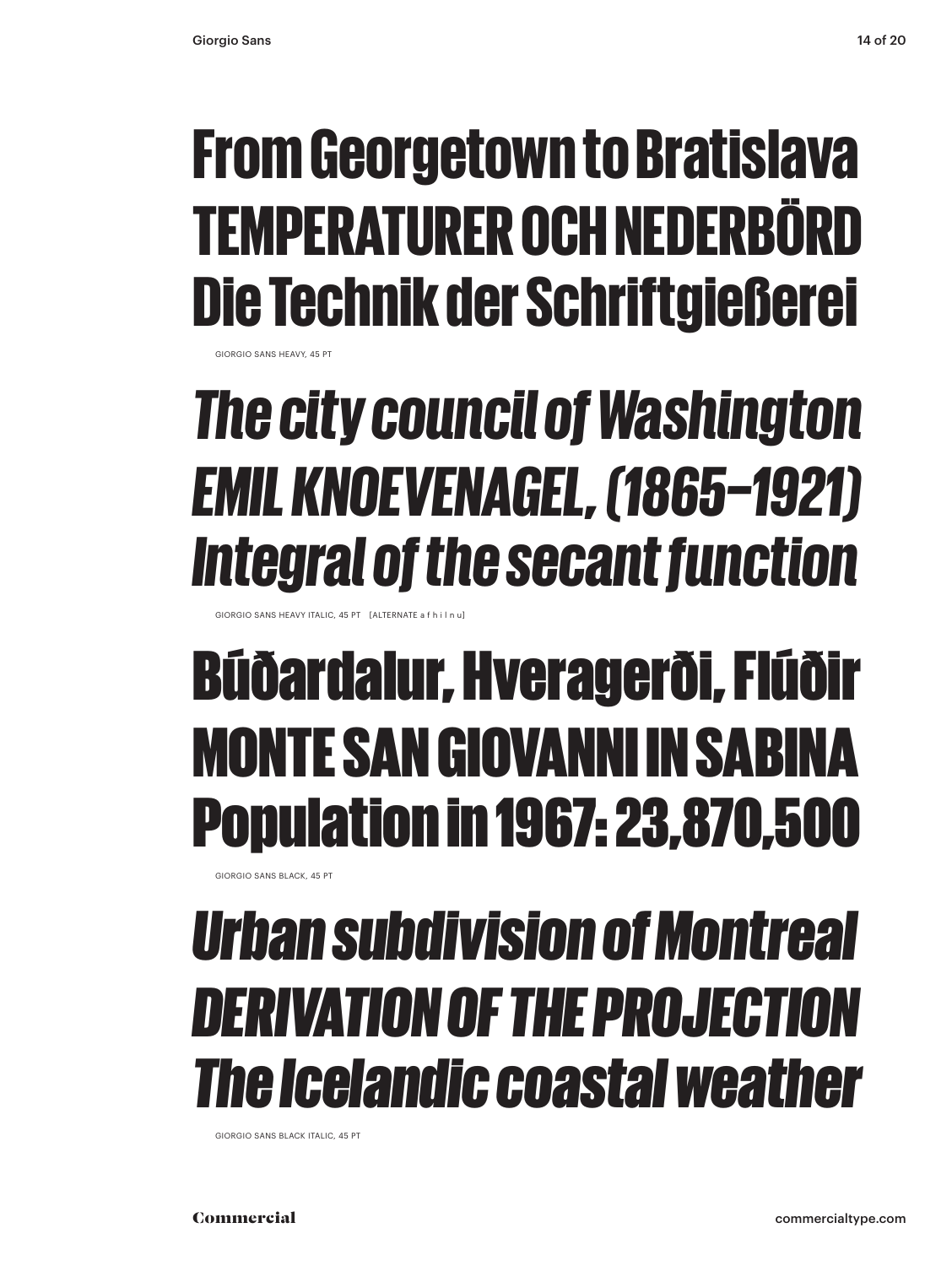From Georgetown to Bratislava
TEMPERATURER OCH NEDERBÖRD
Die Technik der Schriftgießerei

GIORGIO SANS HEAVY, 45 PT

*The city council of Washington*
*EMIL KNOEVENAGEL, (1865–1921)*
*Integral of the secant function*

GIORGIO SANS HEAVY ITALIC, 45 PT [ALTERNATE a f h i l n u]

Búðardalur, Hveragerði, Flúðir
MONTE SAN GIOVANNI IN SABINA
Population in 1967: 23,870,500

GIORGIO SANS BLACK, 45 PT

*Urban subdivision of Montreal*
*DERIVATION OF THE PROJECTION*
*The Icelandic coastal weather*

GIORGIO SANS BLACK ITALIC, 45 PT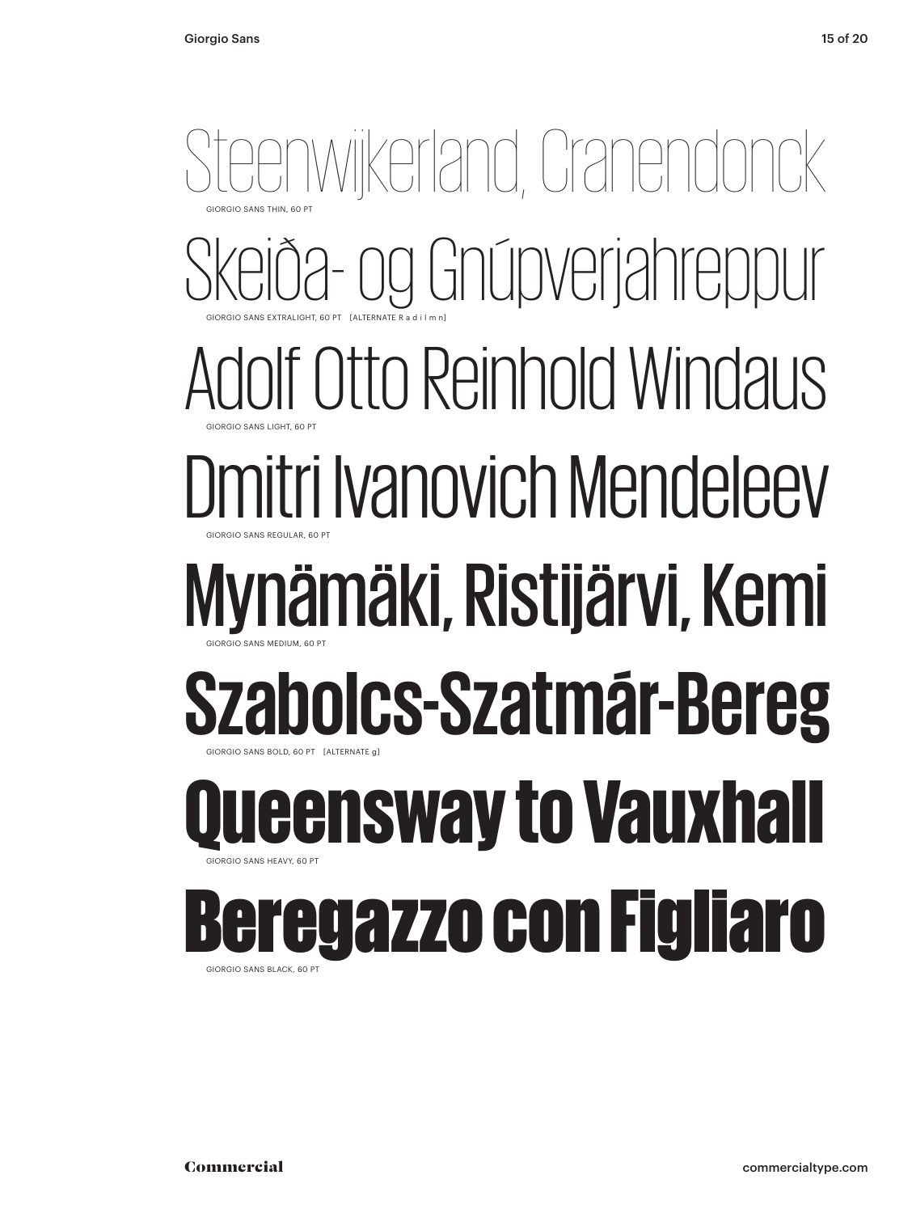Steenwijkerland, Cranendonck

GIORGIO SANS THIN, 60 PT

Skeiða- og Gnúpverjahreppur

GIORGIO SANS EXTRALIGHT, 60 PT [ALTERNATE R a d i l m n]

Adolf Otto Reinhold Windaus

GIORGIO SANS LIGHT, 60 PT

Dmitri Ivanovich Mendeleev

GIORGIO SANS REGULAR, 60 PT

Mynämäki, Ristijärvi, Kemi

GIORGIO SANS MEDIUM, 60 PT

**Szabolcs-Szatmár-Bereg**

GIORGIO SANS BOLD, 60 PT [ALTERNATE g]

**Queensway to Vauxhall**

GIORGIO SANS HEAVY, 60 PT

**Beregazzo con Figliaro**

GIORGIO SANS BLACK, 60 PT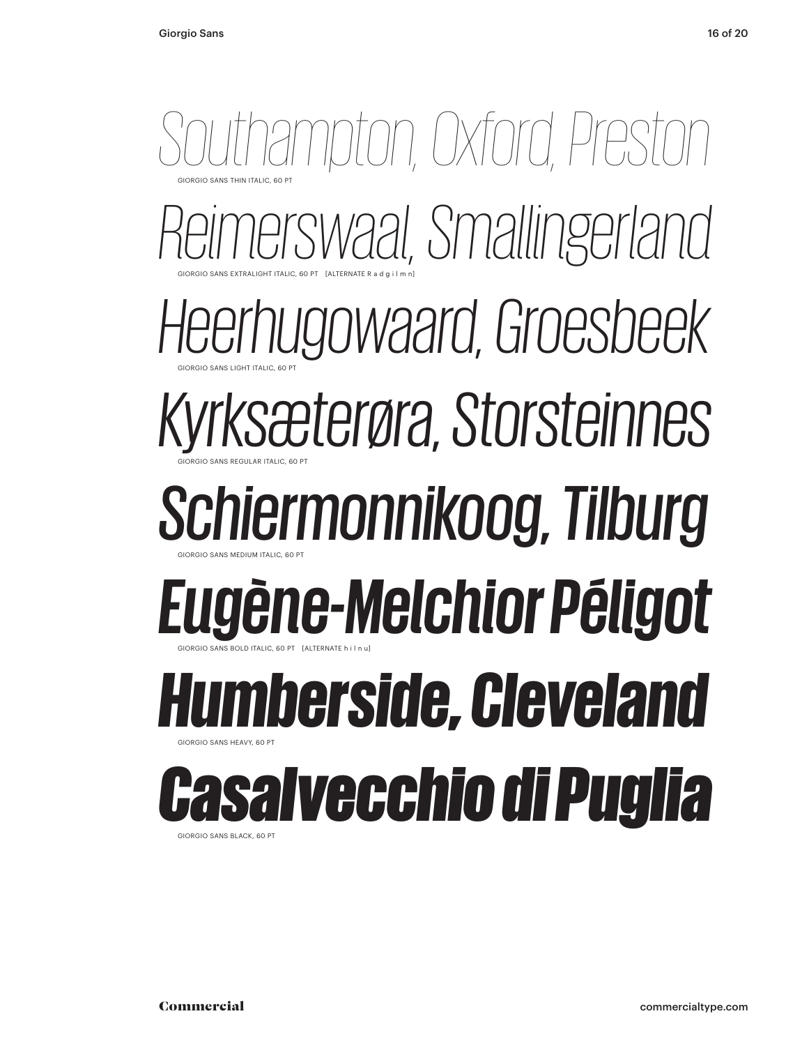*Southampton, Oxford, Preston*

GIORGIO SANS THIN ITALIC, 60 PT

*Reimerswaal, Smallingerland*

GIORGIO SANS EXTRALIGHT ITALIC, 60 PT [ALTERNATE R a d g i l m n]

*Heerhugowaard, Groesbeek*

GIORGIO SANS LIGHT ITALIC, 60 PT

*Kyrksæterøra, Storsteinnes*

GIORGIO SANS REGULAR ITALIC, 60 PT

***Schiermonnikoog, Tilburg***

GIORGIO SANS MEDIUM ITALIC, 60 PT

***Eugène-Melchior Péligot***

GIORGIO SANS BOLD ITALIC, 60 PT [ALTERNATE h i l n u]

***Humberside, Cleveland***

GIORGIO SANS HEAVY, 60 PT

***Casalvecchio di Puglia***

GIORGIO SANS BLACK, 60 PT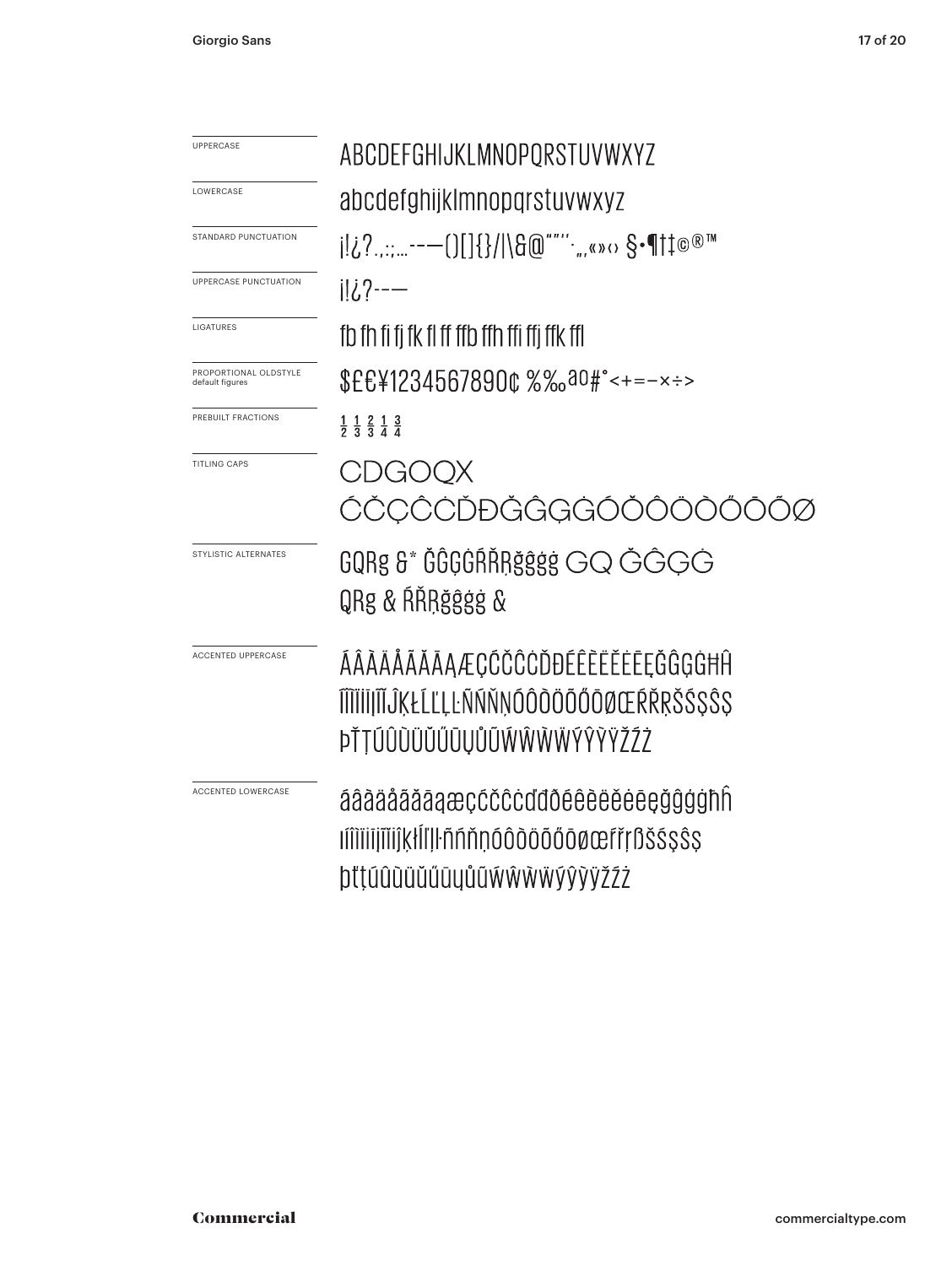| | |
|---|---|
| UPPERCASE | ABCDEFGHIJKLMNOPQRSTUVWXYZ |
| LOWERCASE | abcdefghijklmnopqrstuvwxyz |
| STANDARD PUNCTUATION | ¡!¿?.,:;…-–—()[]{}/\|\&@“”‘’·‚„«»‹› §•¶†‡©®™ |
| UPPERCASE PUNCTUATION | ¡!¿?-–— |
| LIGATURES | fb fh fi fj fk fl ff ffb ffh ffi ffj ffk ffl |
| PROPORTIONAL OLDSTYLE default figures | $£€¥1234567890¢ %‰ªº#°<+=−×÷> |
| PREBUILT FRACTIONS | ½ ⅓ ⅔ ¼ ¾ |
| TITLING CAPS | CDGOQX ĆČÇĈĊĎĐĞĜĢĠÓŎÔÖÒŐŌÕØ |
| STYLISTIC ALTERNATES | GQRg &* ĞĜĢĠŔŘŖğĝģġ GQ ĞĜĢĠ QRg & ŔŘŖğĝģġ & |
| ACCENTED UPPERCASE | ÁÂÀÄÅÃĂĀĄÆÇĆČĈĊĎĐÉÊÈËĚĖĒĘĞĜĢĠĦĤÍÎÌÏİĮĨĴĶŁĹĽĻĿÑŃŇŅÓÔÒÖÕŐŌØŒŔŘŖŠŚŞŜȘÞŤŢÚÛÙÜŬŰŪŲŮŨẂŴẀẄÝŶỲŸŽŹŻ |
| ACCENTED LOWERCASE | áâàäåãăāąæçćčĉċďđðéêèëěėēęğĝģġħĥıíîìïįĩĵķłĺľļŀñńňņóôòöõőōøœŕřŗßšśşŝșþťţúûùüŭűūųůũẃŵẁẅýŷỳÿžźż |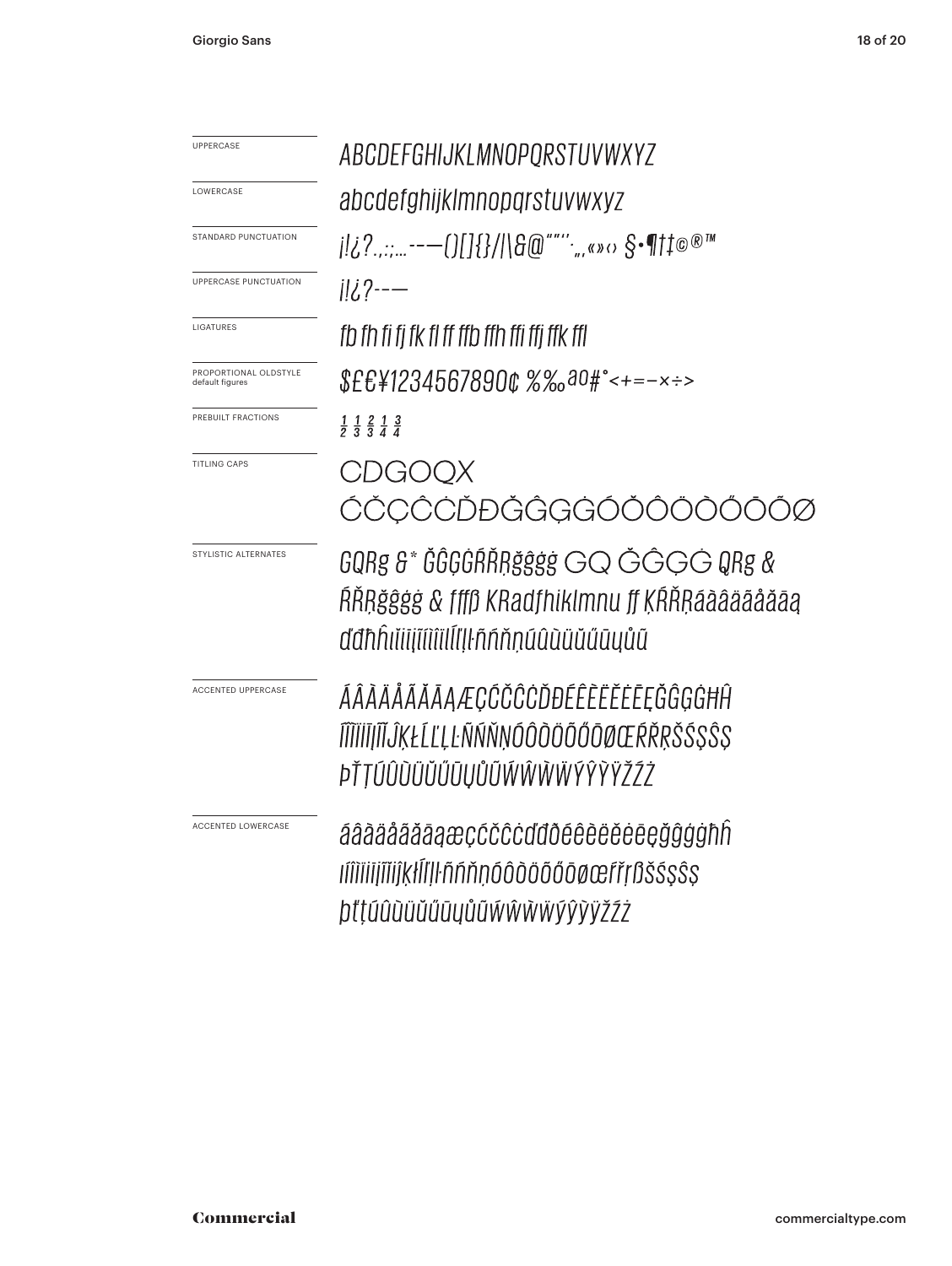UPPERCASE

ABCDEFGHIJKLMNOPQRSTUVWXYZ

LOWERCASE

abcdefghijklmnopqrstuvwxyz

STANDARD PUNCTUATION

¡!¿?.,:;...-–—()[]{}/|\&@"""''‚„«»‹› §•¶†‡©®™

UPPERCASE PUNCTUATION

¡!¿?-–—

LIGATURES

fb fh fi fj fk fl ff ffb ffh ffi ffj ffk ffl

PROPORTIONAL OLDSTYLE default figures

$£€¥1234567890¢ %‰ªº#°<+=−×÷>

PREBUILT FRACTIONS

½ ⅓ ⅔ ¼ ¾

TITLING CAPS

CDGOQX
ĆČÇĈĊĎĐĞĜĢĠÓŎÔÖÒŐŌÕØ

STYLISTIC ALTERNATES

GQRg &* ĞĜĢĠŔŘŖğĝģġ GQ ĞĜĢĠ QRg &
ŔŘŖğĝģġ & ƒffß KRadfhiklmnu ff ĶŔŘŖáàâäãåăāą
ďđħĥıíìîïįĩīĭĺľļŀñńňņúûùüŭűūųůũ

ACCENTED UPPERCASE

ÁÂÀÄÅÃĂĀĄÆÇĆČĈĊĎĐÉÊÈËĔĖĒĘĞĜĢĠĦĤ
ÍÎÌÏĪĮĨĬĴĶŁĹĽĻĿÑŃŇŅÓÔÒÖÕŐŌØŒŔŘŖŠŚŞŜȘ
ÞŤŢÚÛÙÜŬŰŪŲŮŨẂŴẀẄÝŶỲŸŽŹŻ

ACCENTED LOWERCASE

áâàäåãăāąæçćčĉċďđðéêèëĕėēęğĝģġħĥ
ıíîìïīįĩĭĵķłĺľļŀñńňņóôòöõőōøœŕřŗßšśşŝș
þťţúûùüŭűūųůũẃŵẁẅýŷỳÿžźż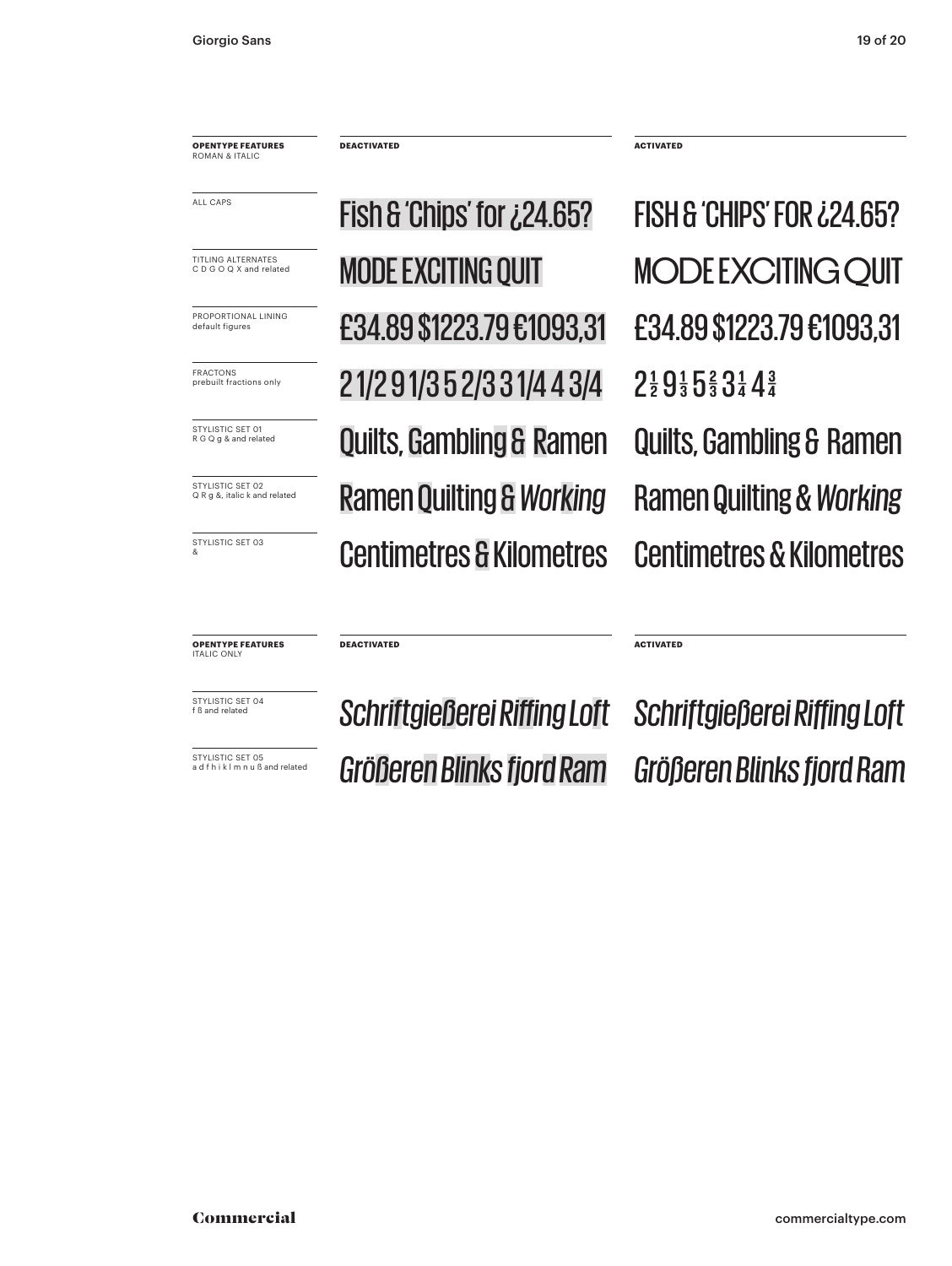| OPENTYPE FEATURES ROMAN & ITALIC | DEACTIVATED | ACTIVATED |
| --- | --- | --- |
| ALL CAPS | Fish & 'Chips' for ¿24.65? | FISH & 'CHIPS' FOR ¿24.65? |
| TITLING ALTERNATES C D G O Q X and related | MODE EXCITING QUIT | MODE EXCITING QUIT |
| PROPORTIONAL LINING default figures | £34.89 $1223.79 €1093,31 | £34.89 $1223.79 €1093,31 |
| FRACTONS prebuilt fractions only | 2 1/2 9 1/3 5 2/3 3 1/4 4 3/4 | 2½ 9⅓ 5⅔ 3¼ 4¾ |
| STYLISTIC SET 01 R G Q g & and related | Quilts, Gambling & Ramen | Quilts, Gambling & Ramen |
| STYLISTIC SET 02 Q R g &, italic k and related | Ramen Quilting & *Working* | Ramen Quilting & *Working* |
| STYLISTIC SET 03 & | Centimetres & Kilometres | Centimetres & Kilometres |

| OPENTYPE FEATURES ITALIC ONLY | DEACTIVATED | ACTIVATED |
| --- | --- | --- |
| STYLISTIC SET 04 f ß and related | *Schriftgießerei Riffing Loft* | *Schriftgießerei Riffing Loft* |
| STYLISTIC SET 05 a d f h i k l m n u ß and related | *Größeren Blinks fjord Ram* | *Größeren Blinks fjord Ram* |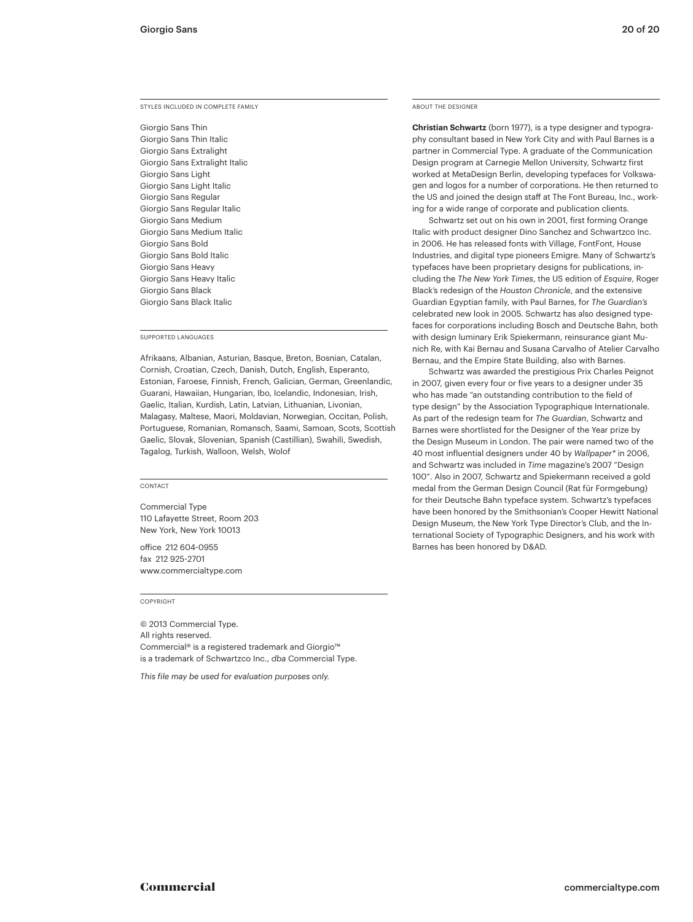## STYLES INCLUDED IN COMPLETE FAMILY

Giorgio Sans Thin
Giorgio Sans Thin Italic
Giorgio Sans Extralight
Giorgio Sans Extralight Italic
Giorgio Sans Light
Giorgio Sans Light Italic
Giorgio Sans Regular
Giorgio Sans Regular Italic
Giorgio Sans Medium
Giorgio Sans Medium Italic
Giorgio Sans Bold
Giorgio Sans Bold Italic
Giorgio Sans Heavy
Giorgio Sans Heavy Italic
Giorgio Sans Black
Giorgio Sans Black Italic

## SUPPORTED LANGUAGES

Afrikaans, Albanian, Asturian, Basque, Breton, Bosnian, Catalan, Cornish, Croatian, Czech, Danish, Dutch, English, Esperanto, Estonian, Faroese, Finnish, French, Galician, German, Greenlandic, Guarani, Hawaiian, Hungarian, Ibo, Icelandic, Indonesian, Irish, Gaelic, Italian, Kurdish, Latin, Latvian, Lithuanian, Livonian, Malagasy, Maltese, Maori, Moldavian, Norwegian, Occitan, Polish, Portuguese, Romanian, Romansch, Saami, Samoan, Scots, Scottish Gaelic, Slovak, Slovenian, Spanish (Castillian), Swahili, Swedish, Tagalog, Turkish, Walloon, Welsh, Wolof

## CONTACT

Commercial Type
110 Lafayette Street, Room 203
New York, New York 10013

office 212 604-0955
fax 212 925-2701
www.commercialtype.com

## COPYRIGHT

© 2013 Commercial Type.
All rights reserved.
Commercial® is a registered trademark and Giorgio™
is a trademark of Schwartzco Inc., *dba* Commercial Type.

*This file may be used for evaluation purposes only.*

## ABOUT THE DESIGNER

**Christian Schwartz** (born 1977), is a type designer and typography consultant based in New York City and with Paul Barnes is a partner in Commercial Type. A graduate of the Communication Design program at Carnegie Mellon University, Schwartz first worked at MetaDesign Berlin, developing typefaces for Volkswagen and logos for a number of corporations. He then returned to the US and joined the design staff at The Font Bureau, Inc., working for a wide range of corporate and publication clients.

Schwartz set out on his own in 2001, first forming Orange Italic with product designer Dino Sanchez and Schwartzco Inc. in 2006. He has released fonts with Village, FontFont, House Industries, and digital type pioneers Emigre. Many of Schwartz's typefaces have been proprietary designs for publications, including the *The New York Times*, the US edition of *Esquire*, Roger Black's redesign of the *Houston Chronicle*, and the extensive Guardian Egyptian family, with Paul Barnes, for *The Guardian's* celebrated new look in 2005. Schwartz has also designed typefaces for corporations including Bosch and Deutsche Bahn, both with design luminary Erik Spiekermann, reinsurance giant Munich Re, with Kai Bernau and Susana Carvalho of Atelier Carvalho Bernau, and the Empire State Building, also with Barnes.

Schwartz was awarded the prestigious Prix Charles Peignot in 2007, given every four or five years to a designer under 35 who has made "an outstanding contribution to the field of type design" by the Association Typographique Internationale. As part of the redesign team for *The Guardian*, Schwartz and Barnes were shortlisted for the Designer of the Year prize by the Design Museum in London. The pair were named two of the 40 most influential designers under 40 by *Wallpaper** in 2006, and Schwartz was included in *Time* magazine's 2007 "Design 100". Also in 2007, Schwartz and Spiekermann received a gold medal from the German Design Council (Rat für Formgebung) for their Deutsche Bahn typeface system. Schwartz's typefaces have been honored by the Smithsonian's Cooper Hewitt National Design Museum, the New York Type Director's Club, and the International Society of Typographic Designers, and his work with Barnes has been honored by D&AD.